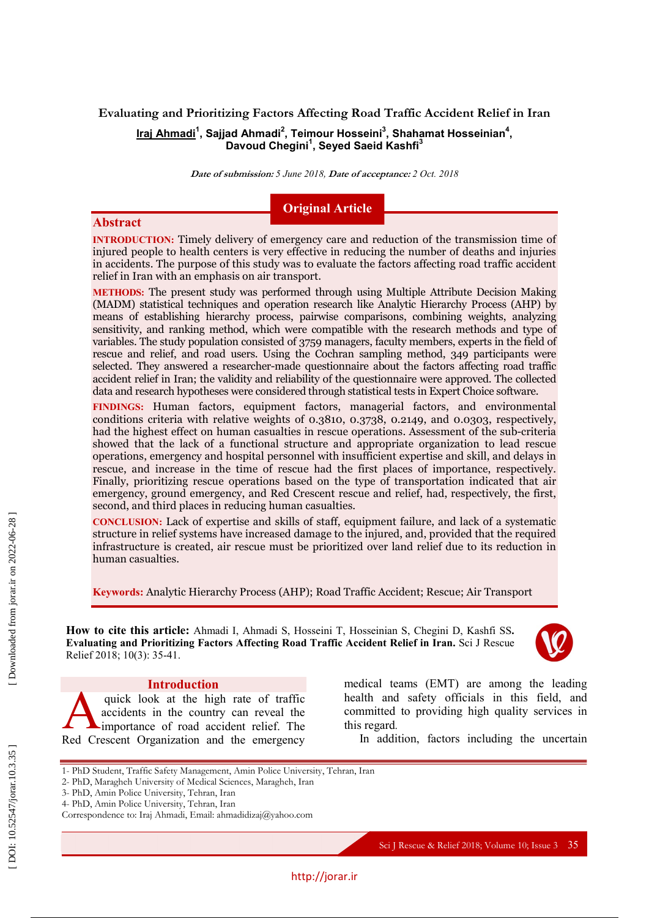# Evaluating and Prioritizing Factors Affecting Road Traffic Accident Relief in Iran

**Iraj Ahmadi[1], Sajjad Ahmadi[2], Teimour Hosseini[3], Shahamat Hosseinian[4], Davoud Chegini[1], Seyed Saeid Kashfi[3]**

***Date of submission:*** *5 June 2018,* ***Date of acceptance:*** *2 Oct. 2018*

**Original Article**

## Abstract

**INTRODUCTION:** Timely delivery of emergency care and reduction of the transmission time of injured people to health centers is very effective in reducing the number of deaths and injuries in accidents. The purpose of this study was to evaluate the factors affecting road traffic accident relief in Iran with an emphasis on air transport.

**METHODS:** The present study was performed through using Multiple Attribute Decision Making (MADM) statistical techniques and operation research like Analytic Hierarchy Process (AHP) by means of establishing hierarchy process, pairwise comparisons, combining weights, analyzing sensitivity, and ranking method, which were compatible with the research methods and type of variables. The study population consisted of 3759 managers, faculty members, experts in the field of rescue and relief, and road users. Using the Cochran sampling method, 349 participants were selected. They answered a researcher-made questionnaire about the factors affecting road traffic accident relief in Iran; the validity and reliability of the questionnaire were approved. The collected data and research hypotheses were considered through statistical tests in Expert Choice software.

**FINDINGS:** Human factors, equipment factors, managerial factors, and environmental conditions criteria with relative weights of 0.3810, 0.3738, 0.2149, and 0.0303, respectively, had the highest effect on human casualties in rescue operations. Assessment of the sub-criteria showed that the lack of a functional structure and appropriate organization to lead rescue operations, emergency and hospital personnel with insufficient expertise and skill, and delays in rescue, and increase in the time of rescue had the first places of importance, respectively. Finally, prioritizing rescue operations based on the type of transportation indicated that air emergency, ground emergency, and Red Crescent rescue and relief, had, respectively, the first, second, and third places in reducing human casualties.

**CONCLUSION:** Lack of expertise and skills of staff, equipment failure, and lack of a systematic structure in relief systems have increased damage to the injured, and, provided that the required infrastructure is created, air rescue must be prioritized over land relief due to its reduction in human casualties.

**Keywords:** Analytic Hierarchy Process (AHP); Road Traffic Accident; Rescue; Air Transport

**How to cite this article:** Ahmadi I, Ahmadi S, Hosseini T, Hosseinian S, Chegini D, Kashfi SS. **Evaluating and Prioritizing Factors Affecting Road Traffic Accident Relief in Iran.** Sci J Rescue Relief 2018; 10(3): 35-41.

## Introduction

A quick look at the high rate of traffic accidents in the country can reveal the importance of road accident relief. The Red Crescent Organization and the emergency medical teams (EMT) are among the leading health and safety officials in this field, and committed to providing high quality services in this regard.

In addition, factors including the uncertain

---

1- PhD Student, Traffic Safety Management, Amin Police University, Tehran, Iran
2- PhD, Maragheh University of Medical Sciences, Maragheh, Iran
3- PhD, Amin Police University, Tehran, Iran
4- PhD, Amin Police University, Tehran, Iran
Correspondence to: Iraj Ahmadi, Email: ahmadidizaj@yahoo.com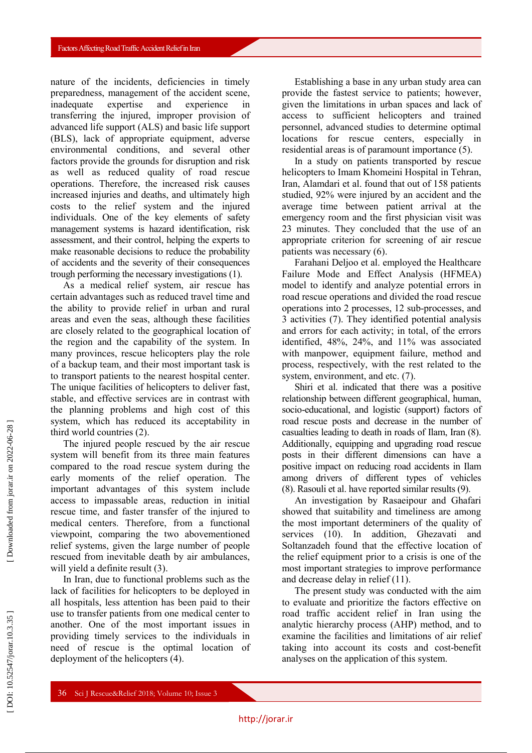nature of the incidents, deficiencies in timely preparedness, management of the accident scene, inadequate expertise and experience in transferring the injured, improper provision of advanced life support (ALS) and basic life support (BLS), lack of appropriate equipment, adverse environmental conditions, and several other factors provide the grounds for disruption and risk as well as reduced quality of road rescue operations. Therefore, the increased risk causes increased injuries and deaths, and ultimately high costs to the relief system and the injured individuals. One of the key elements of safety management systems is hazard identification, risk assessment, and their control, helping the experts to make reasonable decisions to reduce the probability of accidents and the severity of their consequences trough performing the necessary investigations (1).

As a medical relief system, air rescue has certain advantages such as reduced travel time and the ability to provide relief in urban and rural areas and even the seas, although these facilities are closely related to the geographical location of the region and the capability of the system. In many provinces, rescue helicopters play the role of a backup team, and their most important task is to transport patients to the nearest hospital center. The unique facilities of helicopters to deliver fast, stable, and effective services are in contrast with the planning problems and high cost of this system, which has reduced its acceptability in third world countries (2).

The injured people rescued by the air rescue system will benefit from its three main features compared to the road rescue system during the early moments of the relief operation. The important advantages of this system include access to impassable areas, reduction in initial rescue time, and faster transfer of the injured to medical centers. Therefore, from a functional viewpoint, comparing the two abovementioned relief systems, given the large number of people rescued from inevitable death by air ambulances, will yield a definite result (3).

In Iran, due to functional problems such as the lack of facilities for helicopters to be deployed in all hospitals, less attention has been paid to their use to transfer patients from one medical center to another. One of the most important issues in providing timely services to the individuals in need of rescue is the optimal location of deployment of the helicopters (4).

Establishing a base in any urban study area can provide the fastest service to patients; however, given the limitations in urban spaces and lack of access to sufficient helicopters and trained personnel, advanced studies to determine optimal locations for rescue centers, especially in residential areas is of paramount importance (5).

In a study on patients transported by rescue helicopters to Imam Khomeini Hospital in Tehran, Iran, Alamdari et al. found that out of 158 patients studied, 92% were injured by an accident and the average time between patient arrival at the emergency room and the first physician visit was 23 minutes. They concluded that the use of an appropriate criterion for screening of air rescue patients was necessary (6).

Farahani Deljoo et al. employed the Healthcare Failure Mode and Effect Analysis (HFMEA) model to identify and analyze potential errors in road rescue operations and divided the road rescue operations into 2 processes, 12 sub-processes, and 3 activities (7). They identified potential analysis and errors for each activity; in total, of the errors identified, 48%, 24%, and 11% was associated with manpower, equipment failure, method and process, respectively, with the rest related to the system, environment, and etc. (7).

Shiri et al. indicated that there was a positive relationship between different geographical, human, socio-educational, and logistic (support) factors of road rescue posts and decrease in the number of casualties leading to death in roads of Ilam, Iran (8). Additionally, equipping and upgrading road rescue posts in their different dimensions can have a positive impact on reducing road accidents in Ilam among drivers of different types of vehicles (8). Rasouli et al. have reported similar results (9).

An investigation by Rasaeipour and Ghafari showed that suitability and timeliness are among the most important determiners of the quality of services (10). In addition, Ghezavati and Soltanzadeh found that the effective location of the relief equipment prior to a crisis is one of the most important strategies to improve performance and decrease delay in relief (11).

The present study was conducted with the aim to evaluate and prioritize the factors effective on road traffic accident relief in Iran using the analytic hierarchy process (AHP) method, and to examine the facilities and limitations of air relief taking into account its costs and cost-benefit analyses on the application of this system.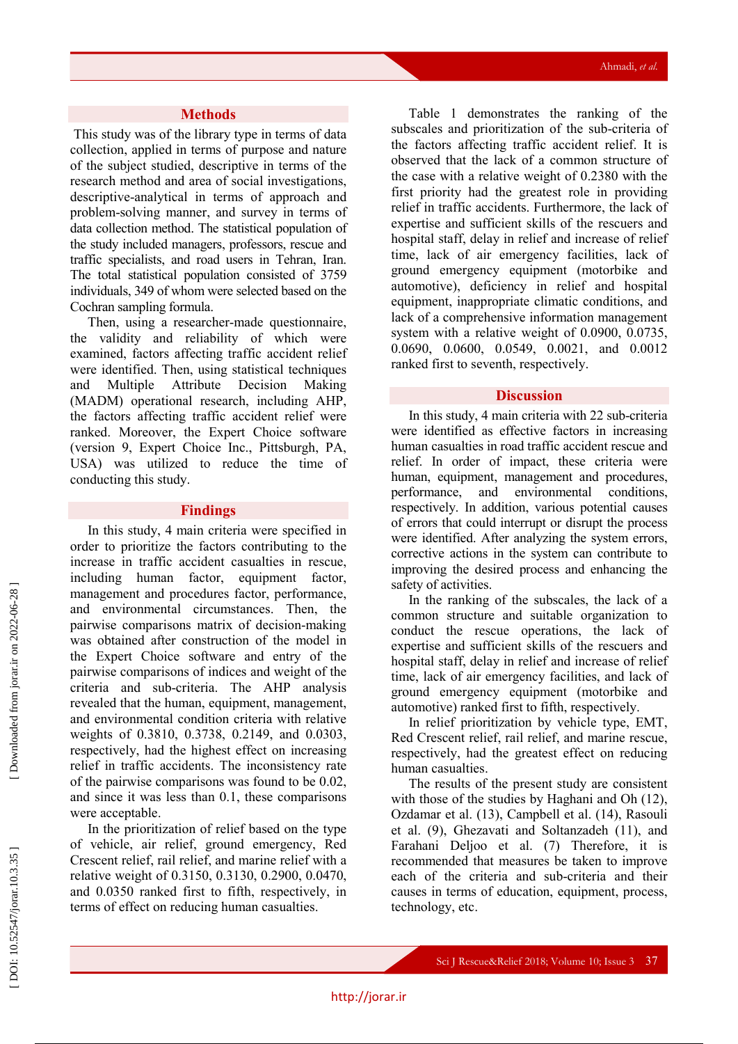## Methods

This study was of the library type in terms of data collection, applied in terms of purpose and nature of the subject studied, descriptive in terms of the research method and area of social investigations, descriptive-analytical in terms of approach and problem-solving manner, and survey in terms of data collection method. The statistical population of the study included managers, professors, rescue and traffic specialists, and road users in Tehran, Iran. The total statistical population consisted of 3759 individuals, 349 of whom were selected based on the Cochran sampling formula.

Then, using a researcher-made questionnaire, the validity and reliability of which were examined, factors affecting traffic accident relief were identified. Then, using statistical techniques and Multiple Attribute Decision Making (MADM) operational research, including AHP, the factors affecting traffic accident relief were ranked. Moreover, the Expert Choice software (version 9, Expert Choice Inc., Pittsburgh, PA, USA) was utilized to reduce the time of conducting this study.

## Findings

In this study, 4 main criteria were specified in order to prioritize the factors contributing to the increase in traffic accident casualties in rescue, including human factor, equipment factor, management and procedures factor, performance, and environmental circumstances. Then, the pairwise comparisons matrix of decision-making was obtained after construction of the model in the Expert Choice software and entry of the pairwise comparisons of indices and weight of the criteria and sub-criteria. The AHP analysis revealed that the human, equipment, management, and environmental condition criteria with relative weights of 0.3810, 0.3738, 0.2149, and 0.0303, respectively, had the highest effect on increasing relief in traffic accidents. The inconsistency rate of the pairwise comparisons was found to be 0.02, and since it was less than 0.1, these comparisons were acceptable.

In the prioritization of relief based on the type of vehicle, air relief, ground emergency, Red Crescent relief, rail relief, and marine relief with a relative weight of 0.3150, 0.3130, 0.2900, 0.0470, and 0.0350 ranked first to fifth, respectively, in terms of effect on reducing human casualties.

Table 1 demonstrates the ranking of the subscales and prioritization of the sub-criteria of the factors affecting traffic accident relief. It is observed that the lack of a common structure of the case with a relative weight of 0.2380 with the first priority had the greatest role in providing relief in traffic accidents. Furthermore, the lack of expertise and sufficient skills of the rescuers and hospital staff, delay in relief and increase of relief time, lack of air emergency facilities, lack of ground emergency equipment (motorbike and automotive), deficiency in relief and hospital equipment, inappropriate climatic conditions, and lack of a comprehensive information management system with a relative weight of 0.0900, 0.0735, 0.0690, 0.0600, 0.0549, 0.0021, and 0.0012 ranked first to seventh, respectively.

## Discussion

In this study, 4 main criteria with 22 sub-criteria were identified as effective factors in increasing human casualties in road traffic accident rescue and relief. In order of impact, these criteria were human, equipment, management and procedures, performance, and environmental conditions, respectively. In addition, various potential causes of errors that could interrupt or disrupt the process were identified. After analyzing the system errors, corrective actions in the system can contribute to improving the desired process and enhancing the safety of activities.

In the ranking of the subscales, the lack of a common structure and suitable organization to conduct the rescue operations, the lack of expertise and sufficient skills of the rescuers and hospital staff, delay in relief and increase of relief time, lack of air emergency facilities, and lack of ground emergency equipment (motorbike and automotive) ranked first to fifth, respectively.

In relief prioritization by vehicle type, EMT, Red Crescent relief, rail relief, and marine rescue, respectively, had the greatest effect on reducing human casualties.

The results of the present study are consistent with those of the studies by Haghani and Oh (12), Ozdamar et al. (13), Campbell et al. (14), Rasouli et al. (9), Ghezavati and Soltanzadeh (11), and Farahani Deljoo et al. (7) Therefore, it is recommended that measures be taken to improve each of the criteria and sub-criteria and their causes in terms of education, equipment, process, technology, etc.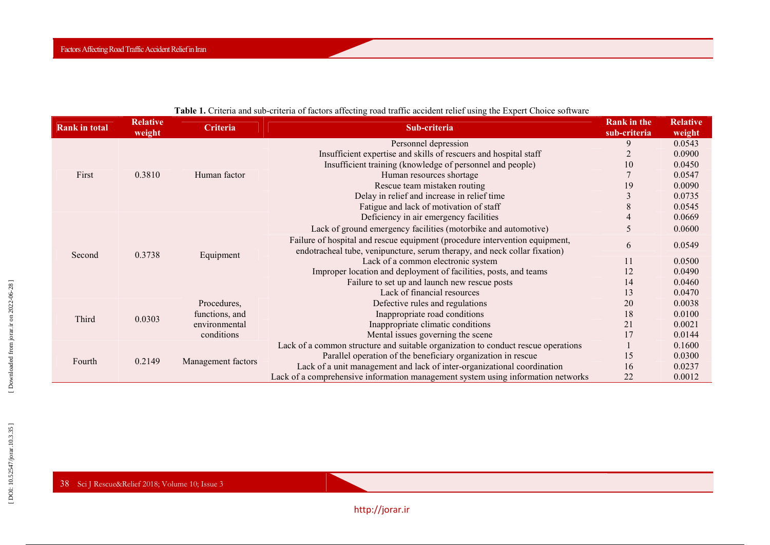**Table 1.** Criteria and sub-criteria of factors affecting road traffic accident relief using the Expert Choice software

| Rank in total | Relative weight | Criteria | Sub-criteria | Rank in the sub-criteria | Relative weight |
|---|---|---|---|---|---|
| First | 0.3810 | Human factor | Personnel depression | 9 | 0.0543 |
| | | | Insufficient expertise and skills of rescuers and hospital staff | 2 | 0.0900 |
| | | | Insufficient training (knowledge of personnel and people) | 10 | 0.0450 |
| | | | Human resources shortage | 7 | 0.0547 |
| | | | Rescue team mistaken routing | 19 | 0.0090 |
| | | | Delay in relief and increase in relief time | 3 | 0.0735 |
| | | | Fatigue and lack of motivation of staff | 8 | 0.0545 |
| Second | 0.3738 | Equipment | Deficiency in air emergency facilities | 4 | 0.0669 |
| | | | Lack of ground emergency facilities (motorbike and automotive) | 5 | 0.0600 |
| | | | Failure of hospital and rescue equipment (procedure intervention equipment, endotracheal tube, venipuncture, serum therapy, and neck collar fixation) | 6 | 0.0549 |
| | | | Lack of a common electronic system | 11 | 0.0500 |
| | | | Improper location and deployment of facilities, posts, and teams | 12 | 0.0490 |
| | | | Failure to set up and launch new rescue posts | 14 | 0.0460 |
| | | | Lack of financial resources | 13 | 0.0470 |
| Third | 0.0303 | Procedures, functions, and environmental conditions | Defective rules and regulations | 20 | 0.0038 |
| | | | Inappropriate road conditions | 18 | 0.0100 |
| | | | Inappropriate climatic conditions | 21 | 0.0021 |
| | | | Mental issues governing the scene | 17 | 0.0144 |
| Fourth | 0.2149 | Management factors | Lack of a common structure and suitable organization to conduct rescue operations | 1 | 0.1600 |
| | | | Parallel operation of the beneficiary organization in rescue | 15 | 0.0300 |
| | | | Lack of a unit management and lack of inter-organizational coordination | 16 | 0.0237 |
| | | | Lack of a comprehensive information management system using information networks | 22 | 0.0012 |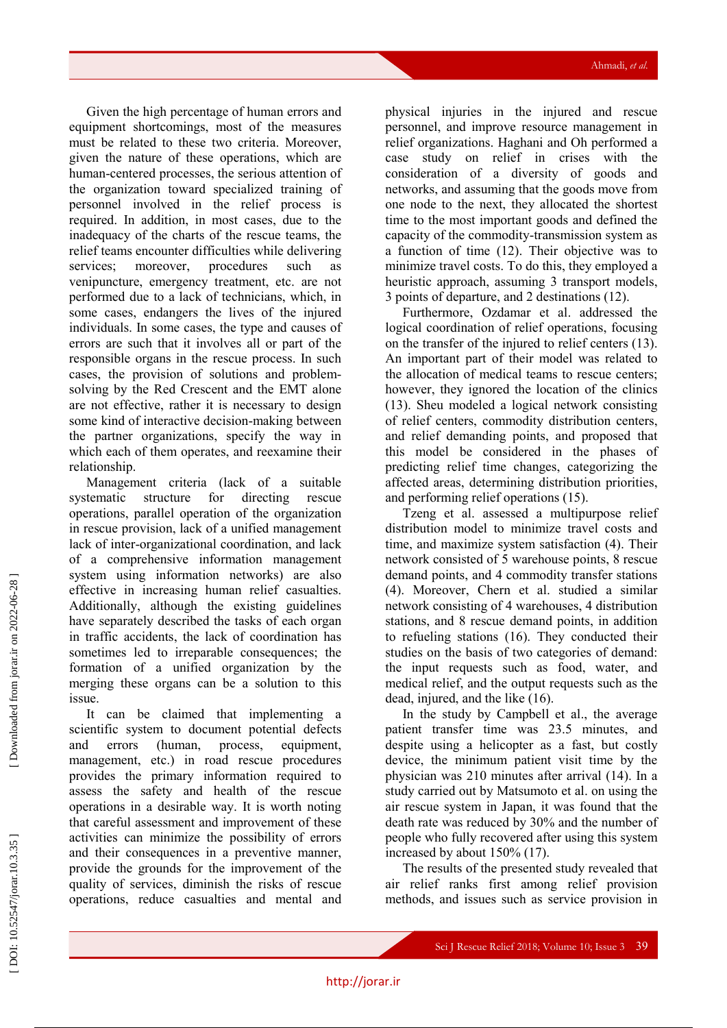Given the high percentage of human errors and equipment shortcomings, most of the measures must be related to these two criteria. Moreover, given the nature of these operations, which are human-centered processes, the serious attention of the organization toward specialized training of personnel involved in the relief process is required. In addition, in most cases, due to the inadequacy of the charts of the rescue teams, the relief teams encounter difficulties while delivering services; moreover, procedures such as venipuncture, emergency treatment, etc. are not performed due to a lack of technicians, which, in some cases, endangers the lives of the injured individuals. In some cases, the type and causes of errors are such that it involves all or part of the responsible organs in the rescue process. In such cases, the provision of solutions and problem-solving by the Red Crescent and the EMT alone are not effective, rather it is necessary to design some kind of interactive decision-making between the partner organizations, specify the way in which each of them operates, and reexamine their relationship.

Management criteria (lack of a suitable systematic structure for directing rescue operations, parallel operation of the organization in rescue provision, lack of a unified management lack of inter-organizational coordination, and lack of a comprehensive information management system using information networks) are also effective in increasing human relief casualties. Additionally, although the existing guidelines have separately described the tasks of each organ in traffic accidents, the lack of coordination has sometimes led to irreparable consequences; the formation of a unified organization by the merging these organs can be a solution to this issue.

It can be claimed that implementing a scientific system to document potential defects and errors (human, process, equipment, management, etc.) in road rescue procedures provides the primary information required to assess the safety and health of the rescue operations in a desirable way. It is worth noting that careful assessment and improvement of these activities can minimize the possibility of errors and their consequences in a preventive manner, provide the grounds for the improvement of the quality of services, diminish the risks of rescue operations, reduce casualties and mental and physical injuries in the injured and rescue personnel, and improve resource management in relief organizations. Haghani and Oh performed a case study on relief in crises with the consideration of a diversity of goods and networks, and assuming that the goods move from one node to the next, they allocated the shortest time to the most important goods and defined the capacity of the commodity-transmission system as a function of time (12). Their objective was to minimize travel costs. To do this, they employed a heuristic approach, assuming 3 transport models, 3 points of departure, and 2 destinations (12).

Furthermore, Ozdamar et al. addressed the logical coordination of relief operations, focusing on the transfer of the injured to relief centers (13). An important part of their model was related to the allocation of medical teams to rescue centers; however, they ignored the location of the clinics (13). Sheu modeled a logical network consisting of relief centers, commodity distribution centers, and relief demanding points, and proposed that this model be considered in the phases of predicting relief time changes, categorizing the affected areas, determining distribution priorities, and performing relief operations (15).

Tzeng et al. assessed a multipurpose relief distribution model to minimize travel costs and time, and maximize system satisfaction (4). Their network consisted of 5 warehouse points, 8 rescue demand points, and 4 commodity transfer stations (4). Moreover, Chern et al. studied a similar network consisting of 4 warehouses, 4 distribution stations, and 8 rescue demand points, in addition to refueling stations (16). They conducted their studies on the basis of two categories of demand: the input requests such as food, water, and medical relief, and the output requests such as the dead, injured, and the like (16).

In the study by Campbell et al., the average patient transfer time was 23.5 minutes, and despite using a helicopter as a fast, but costly device, the minimum patient visit time by the physician was 210 minutes after arrival (14). In a study carried out by Matsumoto et al. on using the air rescue system in Japan, it was found that the death rate was reduced by 30% and the number of people who fully recovered after using this system increased by about 150% (17).

The results of the presented study revealed that air relief ranks first among relief provision methods, and issues such as service provision in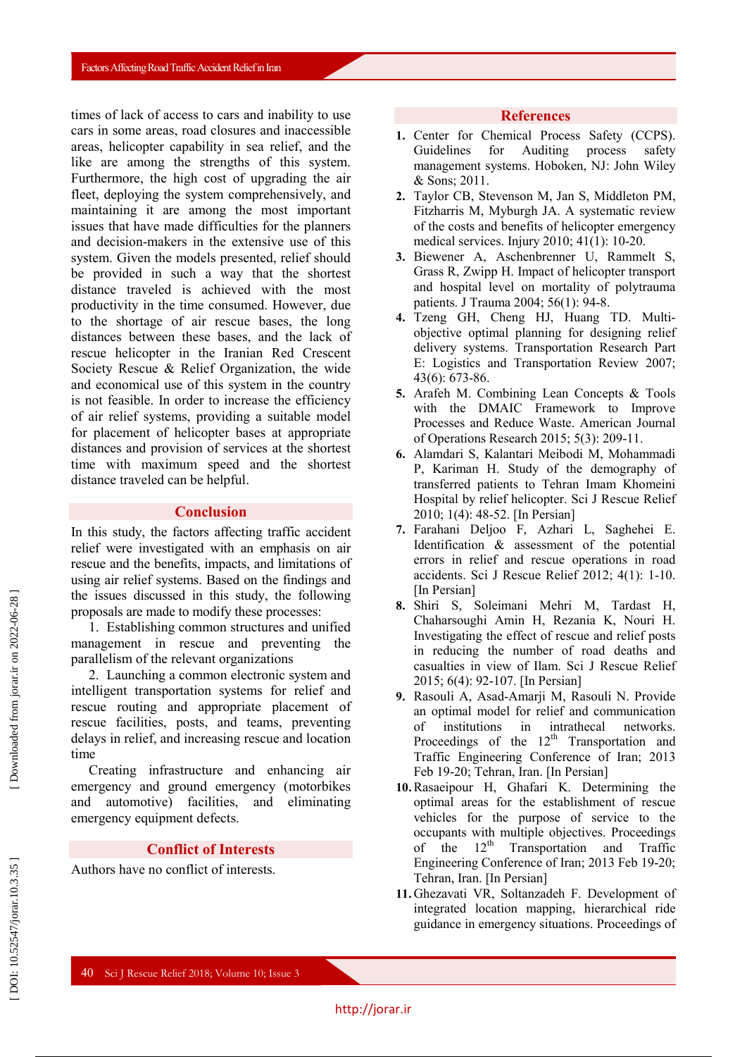times of lack of access to cars and inability to use cars in some areas, road closures and inaccessible areas, helicopter capability in sea relief, and the like are among the strengths of this system. Furthermore, the high cost of upgrading the air fleet, deploying the system comprehensively, and maintaining it are among the most important issues that have made difficulties for the planners and decision-makers in the extensive use of this system. Given the models presented, relief should be provided in such a way that the shortest distance traveled is achieved with the most productivity in the time consumed. However, due to the shortage of air rescue bases, the long distances between these bases, and the lack of rescue helicopter in the Iranian Red Crescent Society Rescue & Relief Organization, the wide and economical use of this system in the country is not feasible. In order to increase the efficiency of air relief systems, providing a suitable model for placement of helicopter bases at appropriate distances and provision of services at the shortest time with maximum speed and the shortest distance traveled can be helpful.

## Conclusion

In this study, the factors affecting traffic accident relief were investigated with an emphasis on air rescue and the benefits, impacts, and limitations of using air relief systems. Based on the findings and the issues discussed in this study, the following proposals are made to modify these processes:

1. Establishing common structures and unified management in rescue and preventing the parallelism of the relevant organizations
2. Launching a common electronic system and intelligent transportation systems for relief and rescue routing and appropriate placement of rescue facilities, posts, and teams, preventing delays in relief, and increasing rescue and location time

Creating infrastructure and enhancing air emergency and ground emergency (motorbikes and automotive) facilities, and eliminating emergency equipment defects.

## Conflict of Interests

Authors have no conflict of interests.

## References

1. Center for Chemical Process Safety (CCPS). Guidelines for Auditing process safety management systems. Hoboken, NJ: John Wiley & Sons; 2011.
2. Taylor CB, Stevenson M, Jan S, Middleton PM, Fitzharris M, Myburgh JA. A systematic review of the costs and benefits of helicopter emergency medical services. Injury 2010; 41(1): 10-20.
3. Biewener A, Aschenbrenner U, Rammelt S, Grass R, Zwipp H. Impact of helicopter transport and hospital level on mortality of polytrauma patients. J Trauma 2004; 56(1): 94-8.
4. Tzeng GH, Cheng HJ, Huang TD. Multi-objective optimal planning for designing relief delivery systems. Transportation Research Part E: Logistics and Transportation Review 2007; 43(6): 673-86.
5. Arafeh M. Combining Lean Concepts & Tools with the DMAIC Framework to Improve Processes and Reduce Waste. American Journal of Operations Research 2015; 5(3): 209-11.
6. Alamdari S, Kalantari Meibodi M, Mohammadi P, Kariman H. Study of the demography of transferred patients to Tehran Imam Khomeini Hospital by relief helicopter. Sci J Rescue Relief 2010; 1(4): 48-52. [In Persian]
7. Farahani Deljoo F, Azhari L, Saghehei E. Identification & assessment of the potential errors in relief and rescue operations in road accidents. Sci J Rescue Relief 2012; 4(1): 1-10. [In Persian]
8. Shiri S, Soleimani Mehri M, Tardast H, Chaharsoughi Amin H, Rezania K, Nouri H. Investigating the effect of rescue and relief posts in reducing the number of road deaths and casualties in view of Ilam. Sci J Rescue Relief 2015; 6(4): 92-107. [In Persian]
9. Rasouli A, Asad-Amarji M, Rasouli N. Provide an optimal model for relief and communication of institutions in intratheca1 networks. Proceedings of the 12th Transportation and Traffic Engineering Conference of Iran; 2013 Feb 19-20; Tehran, Iran. [In Persian]
10. Rasaeipour H, Ghafari K. Determining the optimal areas for the establishment of rescue vehicles for the purpose of service to the occupants with multiple objectives. Proceedings of the 12th Transportation and Traffic Engineering Conference of Iran; 2013 Feb 19-20; Tehran, Iran. [In Persian]
11. Ghezavati VR, Soltanzadeh F. Development of integrated location mapping, hierarchical ride guidance in emergency situations. Proceedings of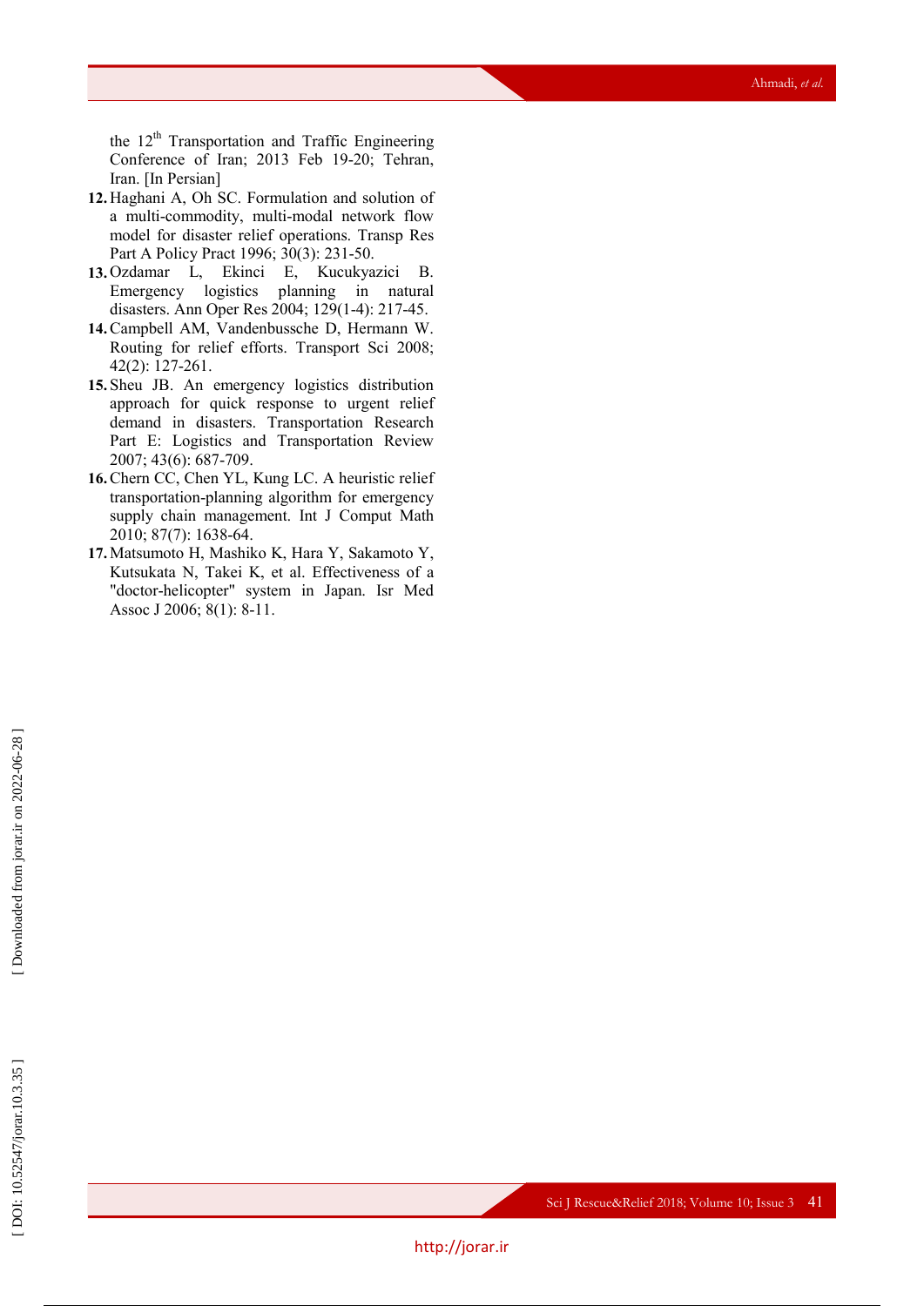the 12th Transportation and Traffic Engineering Conference of Iran; 2013 Feb 19-20; Tehran, Iran. [In Persian]

12. Haghani A, Oh SC. Formulation and solution of a multi-commodity, multi-modal network flow model for disaster relief operations. Transp Res Part A Policy Pract 1996; 30(3): 231-50.
13. Ozdamar L, Ekinci E, Kucukyazici B. Emergency logistics planning in natural disasters. Ann Oper Res 2004; 129(1-4): 217-45.
14. Campbell AM, Vandenbussche D, Hermann W. Routing for relief efforts. Transport Sci 2008; 42(2): 127-261.
15. Sheu JB. An emergency logistics distribution approach for quick response to urgent relief demand in disasters. Transportation Research Part E: Logistics and Transportation Review 2007; 43(6): 687-709.
16. Chern CC, Chen YL, Kung LC. A heuristic relief transportation-planning algorithm for emergency supply chain management. Int J Comput Math 2010; 87(7): 1638-64.
17. Matsumoto H, Mashiko K, Hara Y, Sakamoto Y, Kutsukata N, Takei K, et al. Effectiveness of a "doctor-helicopter" system in Japan. Isr Med Assoc J 2006; 8(1): 8-11.